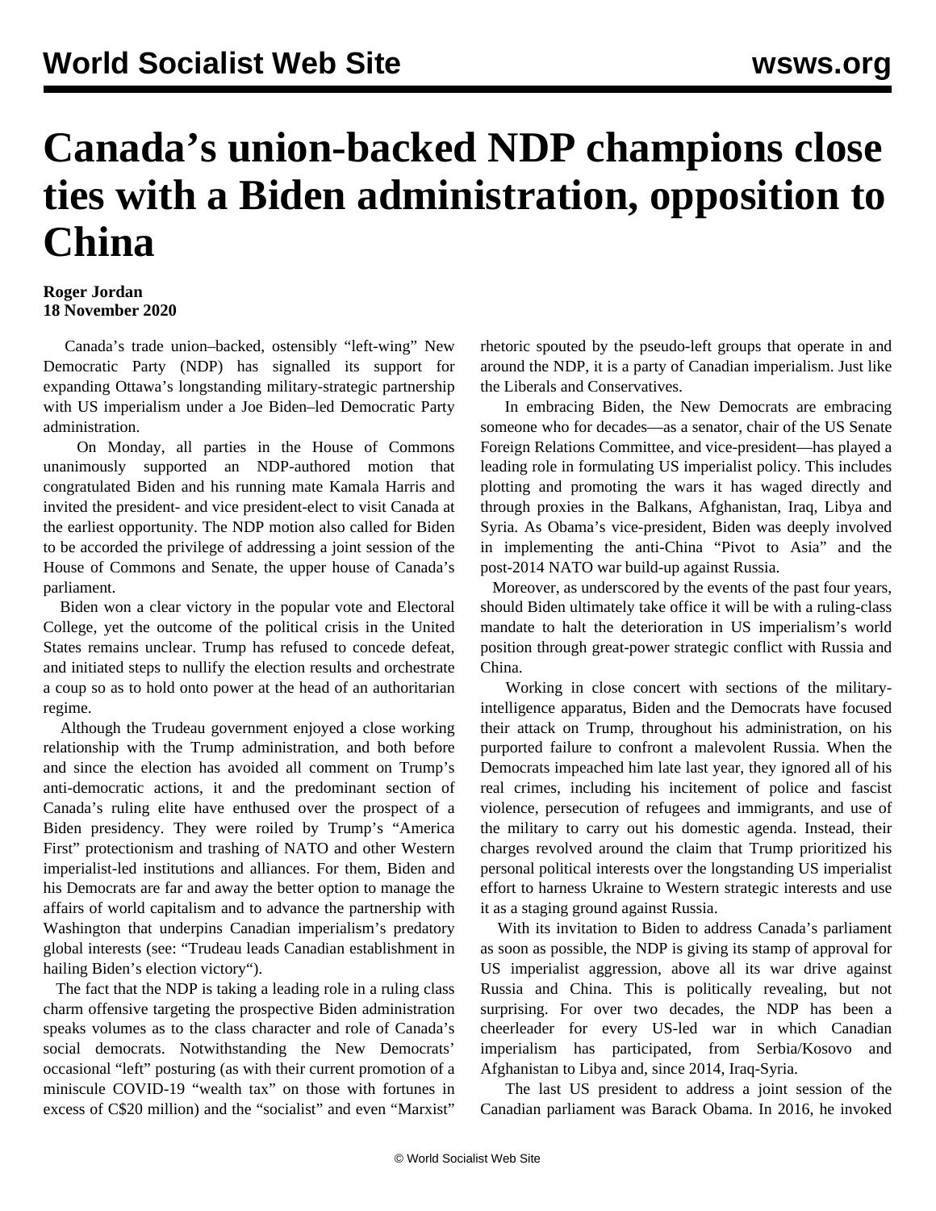# Canada's union-backed NDP champions close ties with a Biden administration, opposition to China

**Roger Jordan**
**18 November 2020**

Canada's trade union–backed, ostensibly "left-wing" New Democratic Party (NDP) has signalled its support for expanding Ottawa's longstanding military-strategic partnership with US imperialism under a Joe Biden–led Democratic Party administration.

On Monday, all parties in the House of Commons unanimously supported an NDP-authored motion that congratulated Biden and his running mate Kamala Harris and invited the president- and vice president-elect to visit Canada at the earliest opportunity. The NDP motion also called for Biden to be accorded the privilege of addressing a joint session of the House of Commons and Senate, the upper house of Canada's parliament.

Biden won a clear victory in the popular vote and Electoral College, yet the outcome of the political crisis in the United States remains unclear. Trump has refused to concede defeat, and initiated steps to nullify the election results and orchestrate a coup so as to hold onto power at the head of an authoritarian regime.

Although the Trudeau government enjoyed a close working relationship with the Trump administration, and both before and since the election has avoided all comment on Trump's anti-democratic actions, it and the predominant section of Canada's ruling elite have enthused over the prospect of a Biden presidency. They were roiled by Trump's "America First" protectionism and trashing of NATO and other Western imperialist-led institutions and alliances. For them, Biden and his Democrats are far and away the better option to manage the affairs of world capitalism and to advance the partnership with Washington that underpins Canadian imperialism's predatory global interests (see: "Trudeau leads Canadian establishment in hailing Biden's election victory").

The fact that the NDP is taking a leading role in a ruling class charm offensive targeting the prospective Biden administration speaks volumes as to the class character and role of Canada's social democrats. Notwithstanding the New Democrats' occasional "left" posturing (as with their current promotion of a miniscule COVID-19 "wealth tax" on those with fortunes in excess of C$20 million) and the "socialist" and even "Marxist" rhetoric spouted by the pseudo-left groups that operate in and around the NDP, it is a party of Canadian imperialism. Just like the Liberals and Conservatives.

In embracing Biden, the New Democrats are embracing someone who for decades—as a senator, chair of the US Senate Foreign Relations Committee, and vice-president—has played a leading role in formulating US imperialist policy. This includes plotting and promoting the wars it has waged directly and through proxies in the Balkans, Afghanistan, Iraq, Libya and Syria. As Obama's vice-president, Biden was deeply involved in implementing the anti-China "Pivot to Asia" and the post-2014 NATO war build-up against Russia.

Moreover, as underscored by the events of the past four years, should Biden ultimately take office it will be with a ruling-class mandate to halt the deterioration in US imperialism's world position through great-power strategic conflict with Russia and China.

Working in close concert with sections of the military-intelligence apparatus, Biden and the Democrats have focused their attack on Trump, throughout his administration, on his purported failure to confront a malevolent Russia. When the Democrats impeached him late last year, they ignored all of his real crimes, including his incitement of police and fascist violence, persecution of refugees and immigrants, and use of the military to carry out his domestic agenda. Instead, their charges revolved around the claim that Trump prioritized his personal political interests over the longstanding US imperialist effort to harness Ukraine to Western strategic interests and use it as a staging ground against Russia.

With its invitation to Biden to address Canada's parliament as soon as possible, the NDP is giving its stamp of approval for US imperialist aggression, above all its war drive against Russia and China. This is politically revealing, but not surprising. For over two decades, the NDP has been a cheerleader for every US-led war in which Canadian imperialism has participated, from Serbia/Kosovo and Afghanistan to Libya and, since 2014, Iraq-Syria.

The last US president to address a joint session of the Canadian parliament was Barack Obama. In 2016, he invoked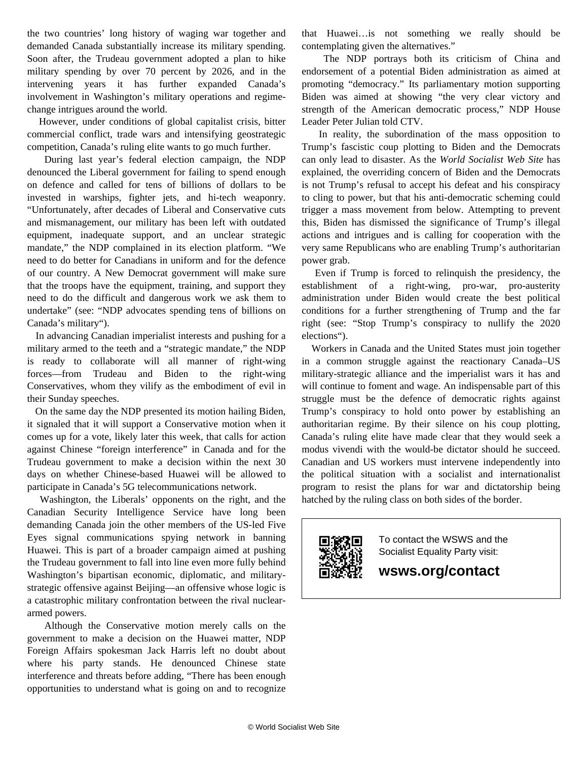the two countries' long history of waging war together and demanded Canada substantially increase its military spending. Soon after, the Trudeau government adopted a plan to hike military spending by over 70 percent by 2026, and in the intervening years it has further expanded Canada's involvement in Washington's military operations and regime-change intrigues around the world.

However, under conditions of global capitalist crisis, bitter commercial conflict, trade wars and intensifying geostrategic competition, Canada's ruling elite wants to go much further.

During last year's federal election campaign, the NDP denounced the Liberal government for failing to spend enough on defence and called for tens of billions of dollars to be invested in warships, fighter jets, and hi-tech weaponry. "Unfortunately, after decades of Liberal and Conservative cuts and mismanagement, our military has been left with outdated equipment, inadequate support, and an unclear strategic mandate," the NDP complained in its election platform. "We need to do better for Canadians in uniform and for the defence of our country. A New Democrat government will make sure that the troops have the equipment, training, and support they need to do the difficult and dangerous work we ask them to undertake" (see: "NDP advocates spending tens of billions on Canada's military").

In advancing Canadian imperialist interests and pushing for a military armed to the teeth and a "strategic mandate," the NDP is ready to collaborate will all manner of right-wing forces—from Trudeau and Biden to the right-wing Conservatives, whom they vilify as the embodiment of evil in their Sunday speeches.

On the same day the NDP presented its motion hailing Biden, it signaled that it will support a Conservative motion when it comes up for a vote, likely later this week, that calls for action against Chinese "foreign interference" in Canada and for the Trudeau government to make a decision within the next 30 days on whether Chinese-based Huawei will be allowed to participate in Canada's 5G telecommunications network.

Washington, the Liberals' opponents on the right, and the Canadian Security Intelligence Service have long been demanding Canada join the other members of the US-led Five Eyes signal communications spying network in banning Huawei. This is part of a broader campaign aimed at pushing the Trudeau government to fall into line even more fully behind Washington's bipartisan economic, diplomatic, and military-strategic offensive against Beijing—an offensive whose logic is a catastrophic military confrontation between the rival nuclear-armed powers.

Although the Conservative motion merely calls on the government to make a decision on the Huawei matter, NDP Foreign Affairs spokesman Jack Harris left no doubt about where his party stands. He denounced Chinese state interference and threats before adding, "There has been enough opportunities to understand what is going on and to recognize that Huawei…is not something we really should be contemplating given the alternatives."

The NDP portrays both its criticism of China and endorsement of a potential Biden administration as aimed at promoting "democracy." Its parliamentary motion supporting Biden was aimed at showing "the very clear victory and strength of the American democratic process," NDP House Leader Peter Julian told CTV.

In reality, the subordination of the mass opposition to Trump's fascistic coup plotting to Biden and the Democrats can only lead to disaster. As the *World Socialist Web Site* has explained, the overriding concern of Biden and the Democrats is not Trump's refusal to accept his defeat and his conspiracy to cling to power, but that his anti-democratic scheming could trigger a mass movement from below. Attempting to prevent this, Biden has dismissed the significance of Trump's illegal actions and intrigues and is calling for cooperation with the very same Republicans who are enabling Trump's authoritarian power grab.

Even if Trump is forced to relinquish the presidency, the establishment of a right-wing, pro-war, pro-austerity administration under Biden would create the best political conditions for a further strengthening of Trump and the far right (see: "Stop Trump's conspiracy to nullify the 2020 elections").

Workers in Canada and the United States must join together in a common struggle against the reactionary Canada–US military-strategic alliance and the imperialist wars it has and will continue to foment and wage. An indispensable part of this struggle must be the defence of democratic rights against Trump's conspiracy to hold onto power by establishing an authoritarian regime. By their silence on his coup plotting, Canada's ruling elite have made clear that they would seek a modus vivendi with the would-be dictator should he succeed. Canadian and US workers must intervene independently into the political situation with a socialist and internationalist program to resist the plans for war and dictatorship being hatched by the ruling class on both sides of the border.

To contact the WSWS and the Socialist Equality Party visit:

**wsws.org/contact**